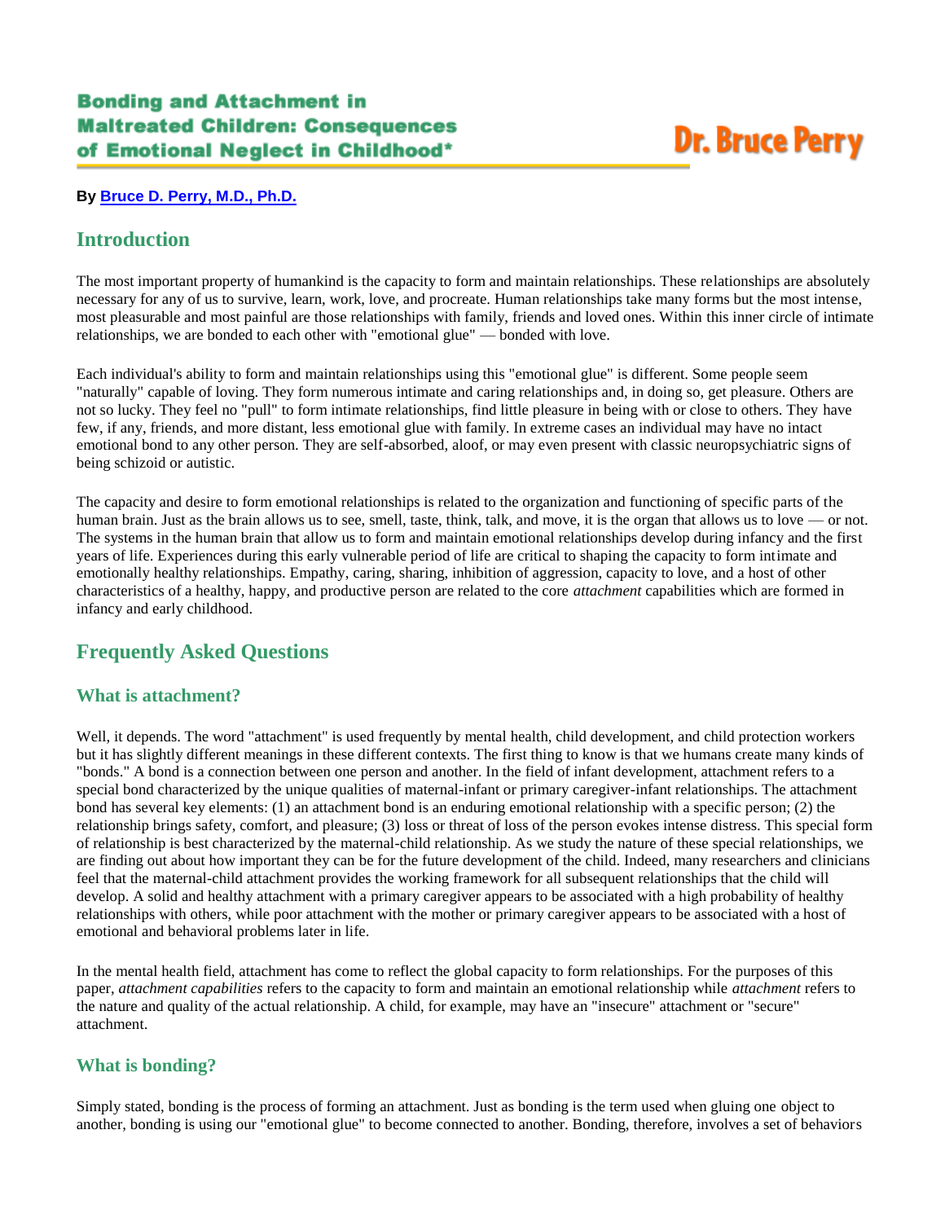# Bonding and Attachment in Maltreated Children: Consequences of Emotional Neglect in Childhood*

Dr. Bruce Perry

**By Bruce D. Perry, M.D., Ph.D.**

## Introduction

The most important property of humankind is the capacity to form and maintain relationships. These relationships are absolutely necessary for any of us to survive, learn, work, love, and procreate. Human relationships take many forms but the most intense, most pleasurable and most painful are those relationships with family, friends and loved ones. Within this inner circle of intimate relationships, we are bonded to each other with "emotional glue" — bonded with love.

Each individual's ability to form and maintain relationships using this "emotional glue" is different. Some people seem "naturally" capable of loving. They form numerous intimate and caring relationships and, in doing so, get pleasure. Others are not so lucky. They feel no "pull" to form intimate relationships, find little pleasure in being with or close to others. They have few, if any, friends, and more distant, less emotional glue with family. In extreme cases an individual may have no intact emotional bond to any other person. They are self-absorbed, aloof, or may even present with classic neuropsychiatric signs of being schizoid or autistic.

The capacity and desire to form emotional relationships is related to the organization and functioning of specific parts of the human brain. Just as the brain allows us to see, smell, taste, think, talk, and move, it is the organ that allows us to love — or not. The systems in the human brain that allow us to form and maintain emotional relationships develop during infancy and the first years of life. Experiences during this early vulnerable period of life are critical to shaping the capacity to form intimate and emotionally healthy relationships. Empathy, caring, sharing, inhibition of aggression, capacity to love, and a host of other characteristics of a healthy, happy, and productive person are related to the core *attachment* capabilities which are formed in infancy and early childhood.

## Frequently Asked Questions

### What is attachment?

Well, it depends. The word "attachment" is used frequently by mental health, child development, and child protection workers but it has slightly different meanings in these different contexts. The first thing to know is that we humans create many kinds of "bonds." A bond is a connection between one person and another. In the field of infant development, attachment refers to a special bond characterized by the unique qualities of maternal-infant or primary caregiver-infant relationships. The attachment bond has several key elements: (1) an attachment bond is an enduring emotional relationship with a specific person; (2) the relationship brings safety, comfort, and pleasure; (3) loss or threat of loss of the person evokes intense distress. This special form of relationship is best characterized by the maternal-child relationship. As we study the nature of these special relationships, we are finding out about how important they can be for the future development of the child. Indeed, many researchers and clinicians feel that the maternal-child attachment provides the working framework for all subsequent relationships that the child will develop. A solid and healthy attachment with a primary caregiver appears to be associated with a high probability of healthy relationships with others, while poor attachment with the mother or primary caregiver appears to be associated with a host of emotional and behavioral problems later in life.

In the mental health field, attachment has come to reflect the global capacity to form relationships. For the purposes of this paper, *attachment capabilities* refers to the capacity to form and maintain an emotional relationship while *attachment* refers to the nature and quality of the actual relationship. A child, for example, may have an "insecure" attachment or "secure" attachment.

### What is bonding?

Simply stated, bonding is the process of forming an attachment. Just as bonding is the term used when gluing one object to another, bonding is using our "emotional glue" to become connected to another. Bonding, therefore, involves a set of behaviors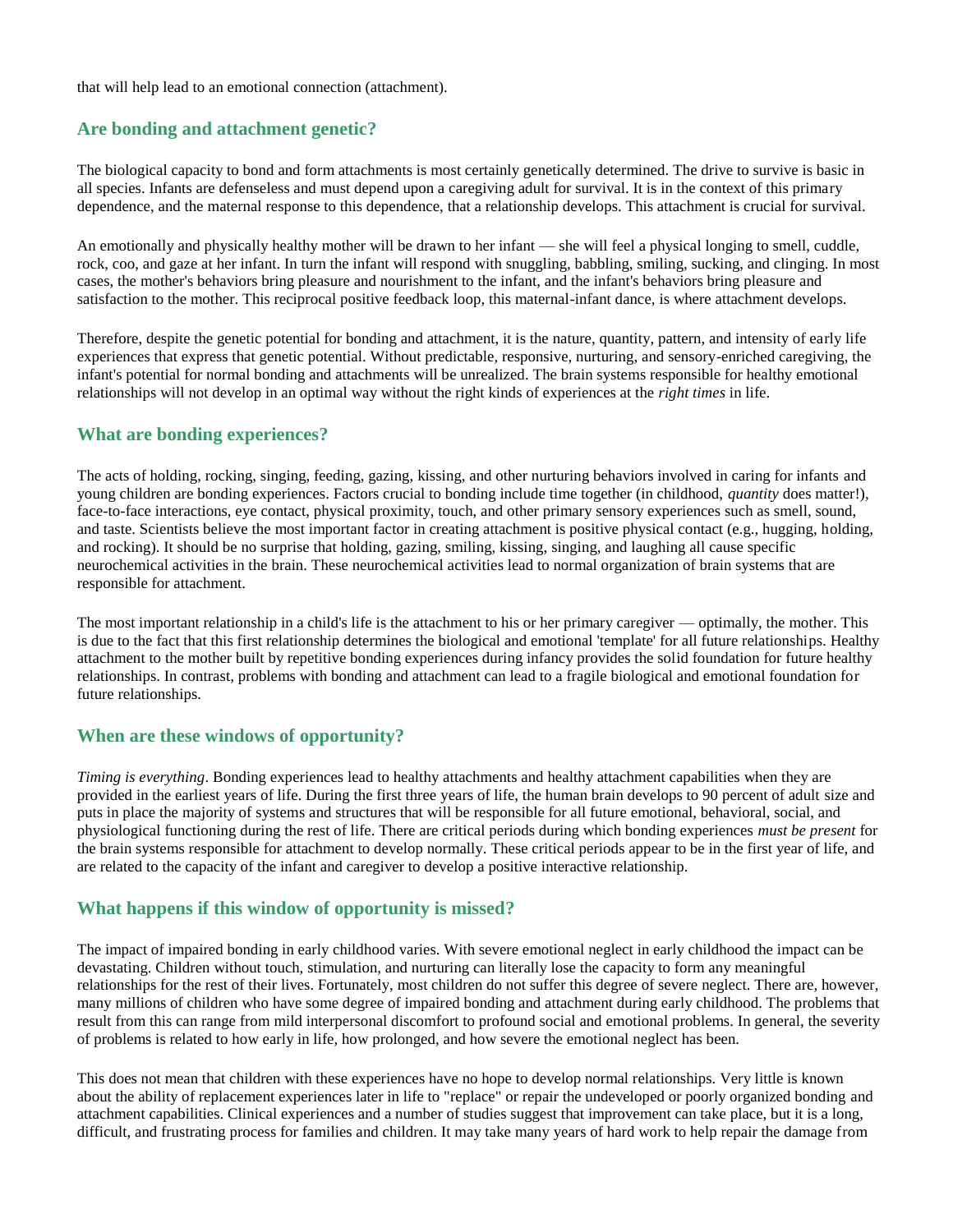that will help lead to an emotional connection (attachment).

## Are bonding and attachment genetic?

The biological capacity to bond and form attachments is most certainly genetically determined. The drive to survive is basic in all species. Infants are defenseless and must depend upon a caregiving adult for survival. It is in the context of this primary dependence, and the maternal response to this dependence, that a relationship develops. This attachment is crucial for survival.

An emotionally and physically healthy mother will be drawn to her infant — she will feel a physical longing to smell, cuddle, rock, coo, and gaze at her infant. In turn the infant will respond with snuggling, babbling, smiling, sucking, and clinging. In most cases, the mother's behaviors bring pleasure and nourishment to the infant, and the infant's behaviors bring pleasure and satisfaction to the mother. This reciprocal positive feedback loop, this maternal-infant dance, is where attachment develops.

Therefore, despite the genetic potential for bonding and attachment, it is the nature, quantity, pattern, and intensity of early life experiences that express that genetic potential. Without predictable, responsive, nurturing, and sensory-enriched caregiving, the infant's potential for normal bonding and attachments will be unrealized. The brain systems responsible for healthy emotional relationships will not develop in an optimal way without the right kinds of experiences at the *right times* in life.

## What are bonding experiences?

The acts of holding, rocking, singing, feeding, gazing, kissing, and other nurturing behaviors involved in caring for infants and young children are bonding experiences. Factors crucial to bonding include time together (in childhood, *quantity* does matter!), face-to-face interactions, eye contact, physical proximity, touch, and other primary sensory experiences such as smell, sound, and taste. Scientists believe the most important factor in creating attachment is positive physical contact (e.g., hugging, holding, and rocking). It should be no surprise that holding, gazing, smiling, kissing, singing, and laughing all cause specific neurochemical activities in the brain. These neurochemical activities lead to normal organization of brain systems that are responsible for attachment.

The most important relationship in a child's life is the attachment to his or her primary caregiver — optimally, the mother. This is due to the fact that this first relationship determines the biological and emotional 'template' for all future relationships. Healthy attachment to the mother built by repetitive bonding experiences during infancy provides the solid foundation for future healthy relationships. In contrast, problems with bonding and attachment can lead to a fragile biological and emotional foundation for future relationships.

## When are these windows of opportunity?

*Timing is everything*. Bonding experiences lead to healthy attachments and healthy attachment capabilities when they are provided in the earliest years of life. During the first three years of life, the human brain develops to 90 percent of adult size and puts in place the majority of systems and structures that will be responsible for all future emotional, behavioral, social, and physiological functioning during the rest of life. There are critical periods during which bonding experiences *must be present* for the brain systems responsible for attachment to develop normally. These critical periods appear to be in the first year of life, and are related to the capacity of the infant and caregiver to develop a positive interactive relationship.

## What happens if this window of opportunity is missed?

The impact of impaired bonding in early childhood varies. With severe emotional neglect in early childhood the impact can be devastating. Children without touch, stimulation, and nurturing can literally lose the capacity to form any meaningful relationships for the rest of their lives. Fortunately, most children do not suffer this degree of severe neglect. There are, however, many millions of children who have some degree of impaired bonding and attachment during early childhood. The problems that result from this can range from mild interpersonal discomfort to profound social and emotional problems. In general, the severity of problems is related to how early in life, how prolonged, and how severe the emotional neglect has been.

This does not mean that children with these experiences have no hope to develop normal relationships. Very little is known about the ability of replacement experiences later in life to "replace" or repair the undeveloped or poorly organized bonding and attachment capabilities. Clinical experiences and a number of studies suggest that improvement can take place, but it is a long, difficult, and frustrating process for families and children. It may take many years of hard work to help repair the damage from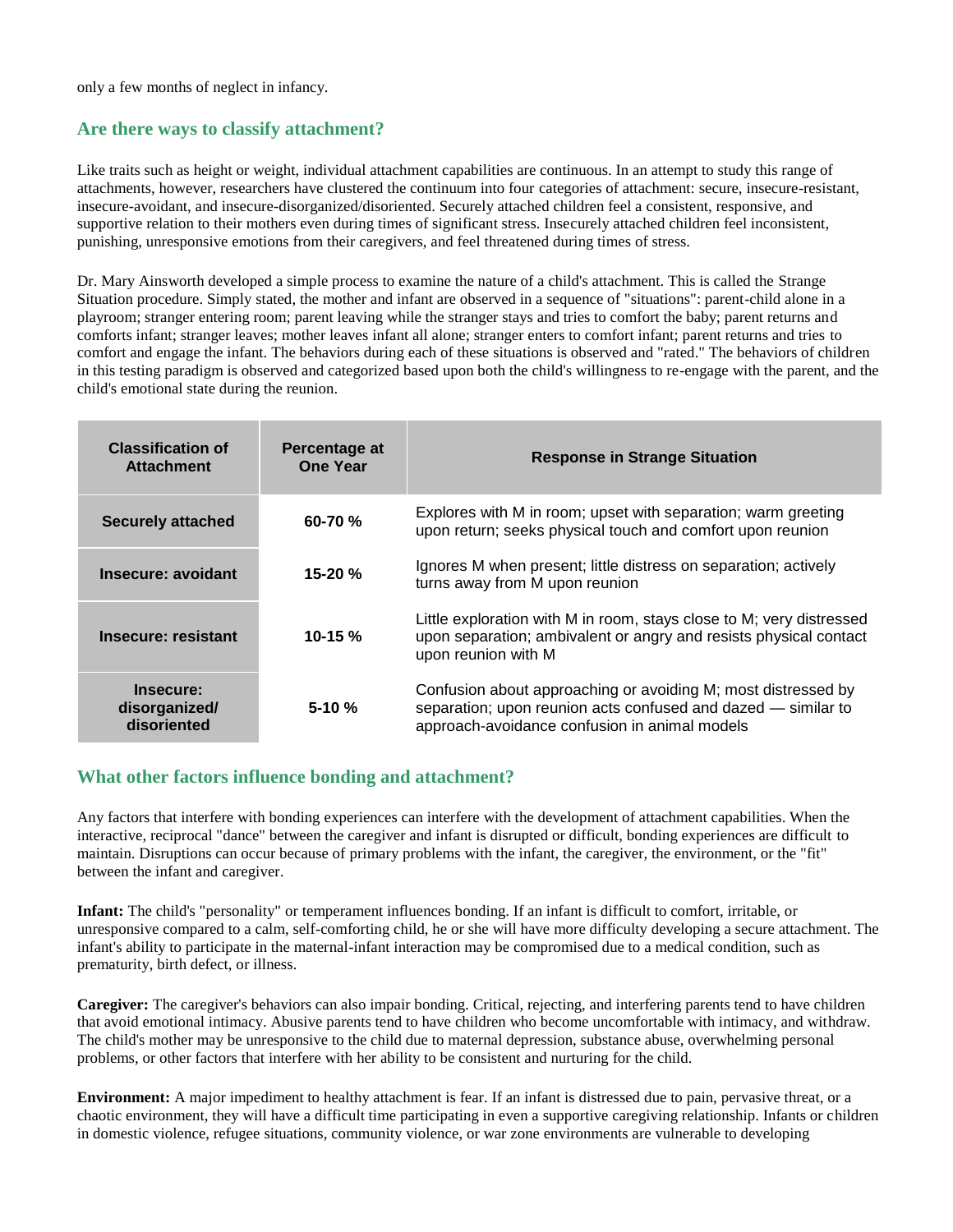only a few months of neglect in infancy.

## Are there ways to classify attachment?

Like traits such as height or weight, individual attachment capabilities are continuous. In an attempt to study this range of attachments, however, researchers have clustered the continuum into four categories of attachment: secure, insecure-resistant, insecure-avoidant, and insecure-disorganized/disoriented. Securely attached children feel a consistent, responsive, and supportive relation to their mothers even during times of significant stress. Insecurely attached children feel inconsistent, punishing, unresponsive emotions from their caregivers, and feel threatened during times of stress.

Dr. Mary Ainsworth developed a simple process to examine the nature of a child's attachment. This is called the Strange Situation procedure. Simply stated, the mother and infant are observed in a sequence of "situations": parent-child alone in a playroom; stranger entering room; parent leaving while the stranger stays and tries to comfort the baby; parent returns and comforts infant; stranger leaves; mother leaves infant all alone; stranger enters to comfort infant; parent returns and tries to comfort and engage the infant. The behaviors during each of these situations is observed and "rated." The behaviors of children in this testing paradigm is observed and categorized based upon both the child's willingness to re-engage with the parent, and the child's emotional state during the reunion.

| Classification of Attachment | Percentage at One Year | Response in Strange Situation |
|---|---|---|
| **Securely attached** | **60-70 %** | Explores with M in room; upset with separation; warm greeting upon return; seeks physical touch and comfort upon reunion |
| **Insecure: avoidant** | **15-20 %** | Ignores M when present; little distress on separation; actively turns away from M upon reunion |
| **Insecure: resistant** | **10-15 %** | Little exploration with M in room, stays close to M; very distressed upon separation; ambivalent or angry and resists physical contact upon reunion with M |
| **Insecure: disorganized/ disoriented** | **5-10 %** | Confusion about approaching or avoiding M; most distressed by separation; upon reunion acts confused and dazed — similar to approach-avoidance confusion in animal models |

## What other factors influence bonding and attachment?

Any factors that interfere with bonding experiences can interfere with the development of attachment capabilities. When the interactive, reciprocal "dance" between the caregiver and infant is disrupted or difficult, bonding experiences are difficult to maintain. Disruptions can occur because of primary problems with the infant, the caregiver, the environment, or the "fit" between the infant and caregiver.

**Infant:** The child's "personality" or temperament influences bonding. If an infant is difficult to comfort, irritable, or unresponsive compared to a calm, self-comforting child, he or she will have more difficulty developing a secure attachment. The infant's ability to participate in the maternal-infant interaction may be compromised due to a medical condition, such as prematurity, birth defect, or illness.

**Caregiver:** The caregiver's behaviors can also impair bonding. Critical, rejecting, and interfering parents tend to have children that avoid emotional intimacy. Abusive parents tend to have children who become uncomfortable with intimacy, and withdraw. The child's mother may be unresponsive to the child due to maternal depression, substance abuse, overwhelming personal problems, or other factors that interfere with her ability to be consistent and nurturing for the child.

**Environment:** A major impediment to healthy attachment is fear. If an infant is distressed due to pain, pervasive threat, or a chaotic environment, they will have a difficult time participating in even a supportive caregiving relationship. Infants or children in domestic violence, refugee situations, community violence, or war zone environments are vulnerable to developing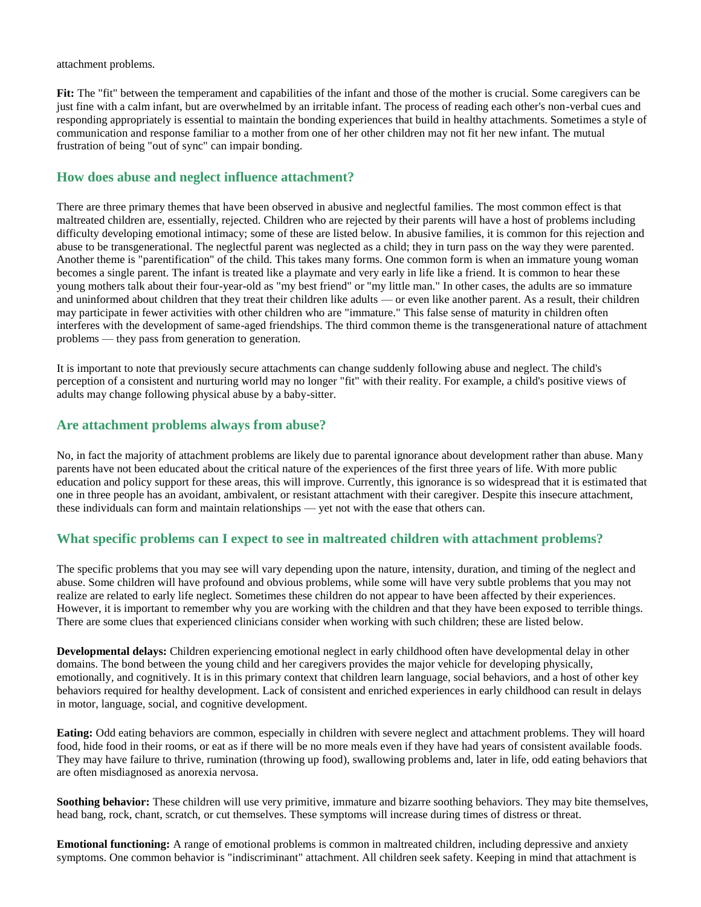attachment problems.

**Fit:** The "fit" between the temperament and capabilities of the infant and those of the mother is crucial. Some caregivers can be just fine with a calm infant, but are overwhelmed by an irritable infant. The process of reading each other's non-verbal cues and responding appropriately is essential to maintain the bonding experiences that build in healthy attachments. Sometimes a style of communication and response familiar to a mother from one of her other children may not fit her new infant. The mutual frustration of being "out of sync" can impair bonding.

## How does abuse and neglect influence attachment?

There are three primary themes that have been observed in abusive and neglectful families. The most common effect is that maltreated children are, essentially, rejected. Children who are rejected by their parents will have a host of problems including difficulty developing emotional intimacy; some of these are listed below. In abusive families, it is common for this rejection and abuse to be transgenerational. The neglectful parent was neglected as a child; they in turn pass on the way they were parented. Another theme is "parentification" of the child. This takes many forms. One common form is when an immature young woman becomes a single parent. The infant is treated like a playmate and very early in life like a friend. It is common to hear these young mothers talk about their four-year-old as "my best friend" or "my little man." In other cases, the adults are so immature and uninformed about children that they treat their children like adults — or even like another parent. As a result, their children may participate in fewer activities with other children who are "immature." This false sense of maturity in children often interferes with the development of same-aged friendships. The third common theme is the transgenerational nature of attachment problems — they pass from generation to generation.

It is important to note that previously secure attachments can change suddenly following abuse and neglect. The child's perception of a consistent and nurturing world may no longer "fit" with their reality. For example, a child's positive views of adults may change following physical abuse by a baby-sitter.

## Are attachment problems always from abuse?

No, in fact the majority of attachment problems are likely due to parental ignorance about development rather than abuse. Many parents have not been educated about the critical nature of the experiences of the first three years of life. With more public education and policy support for these areas, this will improve. Currently, this ignorance is so widespread that it is estimated that one in three people has an avoidant, ambivalent, or resistant attachment with their caregiver. Despite this insecure attachment, these individuals can form and maintain relationships — yet not with the ease that others can.

## What specific problems can I expect to see in maltreated children with attachment problems?

The specific problems that you may see will vary depending upon the nature, intensity, duration, and timing of the neglect and abuse. Some children will have profound and obvious problems, while some will have very subtle problems that you may not realize are related to early life neglect. Sometimes these children do not appear to have been affected by their experiences. However, it is important to remember why you are working with the children and that they have been exposed to terrible things. There are some clues that experienced clinicians consider when working with such children; these are listed below.

**Developmental delays:** Children experiencing emotional neglect in early childhood often have developmental delay in other domains. The bond between the young child and her caregivers provides the major vehicle for developing physically, emotionally, and cognitively. It is in this primary context that children learn language, social behaviors, and a host of other key behaviors required for healthy development. Lack of consistent and enriched experiences in early childhood can result in delays in motor, language, social, and cognitive development.

**Eating:** Odd eating behaviors are common, especially in children with severe neglect and attachment problems. They will hoard food, hide food in their rooms, or eat as if there will be no more meals even if they have had years of consistent available foods. They may have failure to thrive, rumination (throwing up food), swallowing problems and, later in life, odd eating behaviors that are often misdiagnosed as anorexia nervosa.

**Soothing behavior:** These children will use very primitive, immature and bizarre soothing behaviors. They may bite themselves, head bang, rock, chant, scratch, or cut themselves. These symptoms will increase during times of distress or threat.

**Emotional functioning:** A range of emotional problems is common in maltreated children, including depressive and anxiety symptoms. One common behavior is "indiscriminant" attachment. All children seek safety. Keeping in mind that attachment is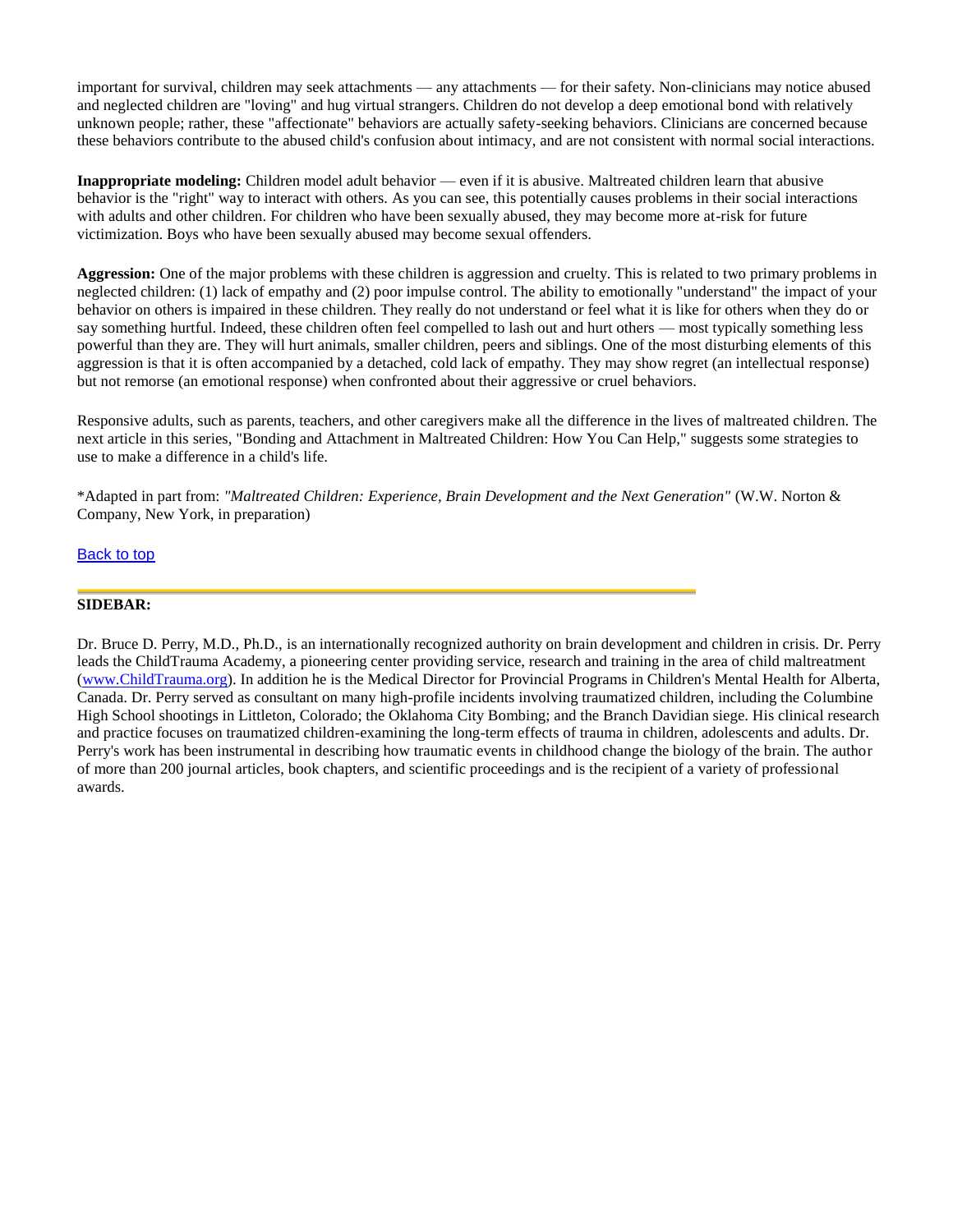important for survival, children may seek attachments — any attachments — for their safety. Non-clinicians may notice abused and neglected children are "loving" and hug virtual strangers. Children do not develop a deep emotional bond with relatively unknown people; rather, these "affectionate" behaviors are actually safety-seeking behaviors. Clinicians are concerned because these behaviors contribute to the abused child's confusion about intimacy, and are not consistent with normal social interactions.

**Inappropriate modeling:** Children model adult behavior — even if it is abusive. Maltreated children learn that abusive behavior is the "right" way to interact with others. As you can see, this potentially causes problems in their social interactions with adults and other children. For children who have been sexually abused, they may become more at-risk for future victimization. Boys who have been sexually abused may become sexual offenders.

**Aggression:** One of the major problems with these children is aggression and cruelty. This is related to two primary problems in neglected children: (1) lack of empathy and (2) poor impulse control. The ability to emotionally "understand" the impact of your behavior on others is impaired in these children. They really do not understand or feel what it is like for others when they do or say something hurtful. Indeed, these children often feel compelled to lash out and hurt others — most typically something less powerful than they are. They will hurt animals, smaller children, peers and siblings. One of the most disturbing elements of this aggression is that it is often accompanied by a detached, cold lack of empathy. They may show regret (an intellectual response) but not remorse (an emotional response) when confronted about their aggressive or cruel behaviors.

Responsive adults, such as parents, teachers, and other caregivers make all the difference in the lives of maltreated children. The next article in this series, "Bonding and Attachment in Maltreated Children: How You Can Help," suggests some strategies to use to make a difference in a child's life.

*Adapted in part from: *"Maltreated Children: Experience, Brain Development and the Next Generation"* (W.W. Norton & Company, New York, in preparation)

Back to top

---

**SIDEBAR:**

Dr. Bruce D. Perry, M.D., Ph.D., is an internationally recognized authority on brain development and children in crisis. Dr. Perry leads the ChildTrauma Academy, a pioneering center providing service, research and training in the area of child maltreatment (www.ChildTrauma.org). In addition he is the Medical Director for Provincial Programs in Children's Mental Health for Alberta, Canada. Dr. Perry served as consultant on many high-profile incidents involving traumatized children, including the Columbine High School shootings in Littleton, Colorado; the Oklahoma City Bombing; and the Branch Davidian siege. His clinical research and practice focuses on traumatized children-examining the long-term effects of trauma in children, adolescents and adults. Dr. Perry's work has been instrumental in describing how traumatic events in childhood change the biology of the brain. The author of more than 200 journal articles, book chapters, and scientific proceedings and is the recipient of a variety of professional awards.